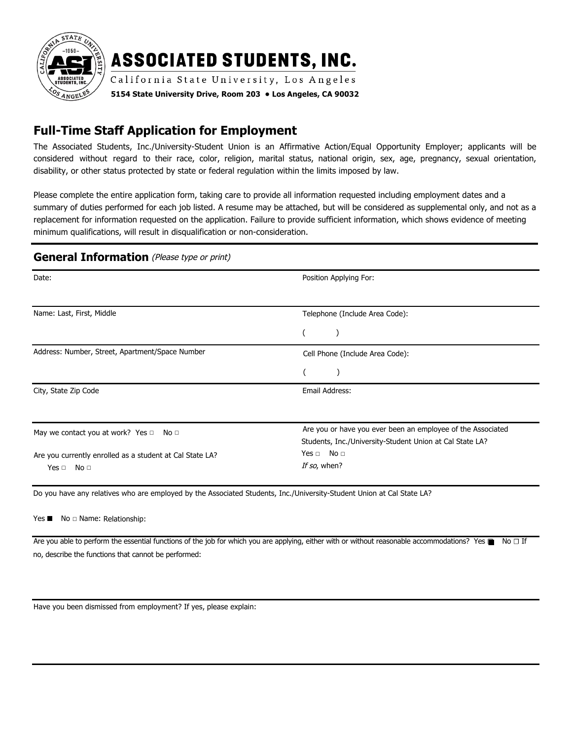# ASSOCIATED STUDENTS, INC.

California State University, Los Angeles

**5154 State University Drive, Room 203 • Los Angeles, CA 90032**

## Full-Time Staff Application for Employment

The Associated Students, Inc./University-Student Union is an Affirmative Action/Equal Opportunity Employer; applicants will be considered without regard to their race, color, religion, marital status, national origin, sex, age, pregnancy, sexual orientation, disability, or other status protected by state or federal regulation within the limits imposed by law.

Please complete the entire application form, taking care to provide all information requested including employment dates and a summary of duties performed for each job listed. A resume may be attached, but will be considered as supplemental only, and not as a replacement for information requested on the application. Failure to provide sufficient information, which shows evidence of meeting minimum qualifications, will result in disqualification or non-consideration.

## General Information *(Please type or print)*

| | |
|---|---|
| Date: | Position Applying For: |
| Name: Last, First, Middle | Telephone (Include Area Code): ( ) |
| Address: Number, Street, Apartment/Space Number | Cell Phone (Include Area Code): ( ) |
| City, State Zip Code | Email Address: |
| May we contact you at work? Yes □ No □<br><br>Are you currently enrolled as a student at Cal State LA? Yes □ No □ | Are you or have you ever been an employee of the Associated Students, Inc./University-Student Union at Cal State LA? Yes □ No □<br>*If so,* when? |

Do you have any relatives who are employed by the Associated Students, Inc./University-Student Union at Cal State LA?

Yes ■ No □ Name: Relationship:

Are you able to perform the essential functions of the job for which you are applying, either with or without reasonable accommodations? Yes ■ No □ If no, describe the functions that cannot be performed:

Have you been dismissed from employment? If yes, please explain: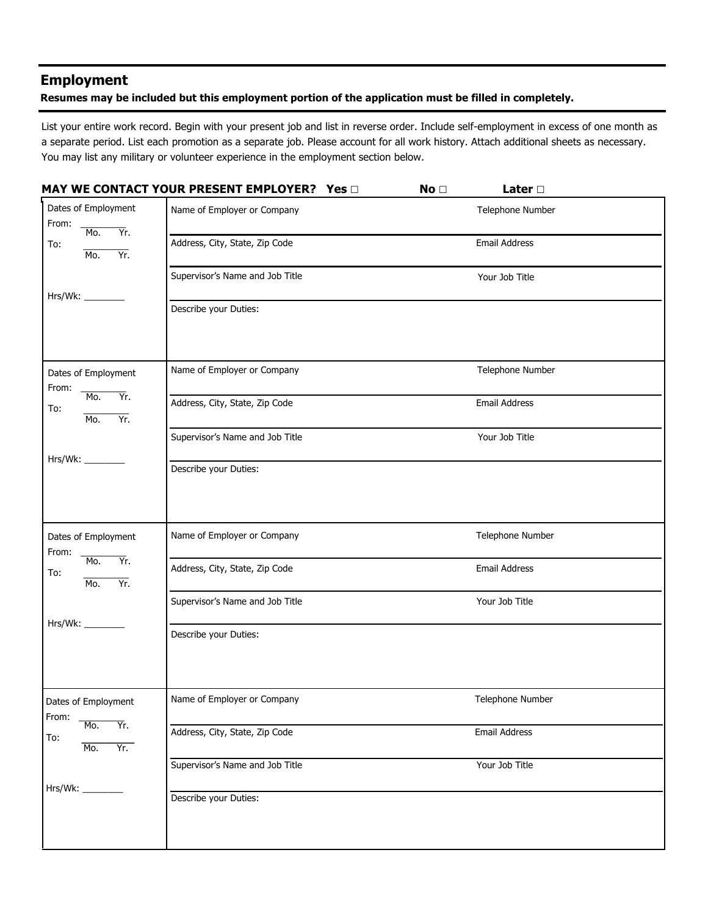## Employment

**Resumes may be included but this employment portion of the application must be filled in completely.**

List your entire work record. Begin with your present job and list in reverse order. Include self-employment in excess of one month as a separate period. List each promotion as a separate job. Please account for all work history. Attach additional sheets as necessary. You may list any military or volunteer experience in the employment section below.

**MAY WE CONTACT YOUR PRESENT EMPLOYER? Yes □ No □ Later □**

| Dates of Employment | Name of Employer or Company | Telephone Number |
|---|---|---|
| From: ________ Mo. Yr. | Address, City, State, Zip Code | Email Address |
| To: ________ Mo. Yr. | Supervisor's Name and Job Title | Your Job Title |
| Hrs/Wk: ________ | Describe your Duties: | |

| Dates of Employment | Name of Employer or Company | Telephone Number |
|---|---|---|
| From: ________ Mo. Yr. | Address, City, State, Zip Code | Email Address |
| To: ________ Mo. Yr. | Supervisor's Name and Job Title | Your Job Title |
| Hrs/Wk: ________ | Describe your Duties: | |

| Dates of Employment | Name of Employer or Company | Telephone Number |
|---|---|---|
| From: ________ Mo. Yr. | Address, City, State, Zip Code | Email Address |
| To: ________ Mo. Yr. | Supervisor's Name and Job Title | Your Job Title |
| Hrs/Wk: ________ | Describe your Duties: | |

| Dates of Employment | Name of Employer or Company | Telephone Number |
|---|---|---|
| From: ________ Mo. Yr. | Address, City, State, Zip Code | Email Address |
| To: ________ Mo. Yr. | Supervisor's Name and Job Title | Your Job Title |
| Hrs/Wk: ________ | Describe your Duties: | |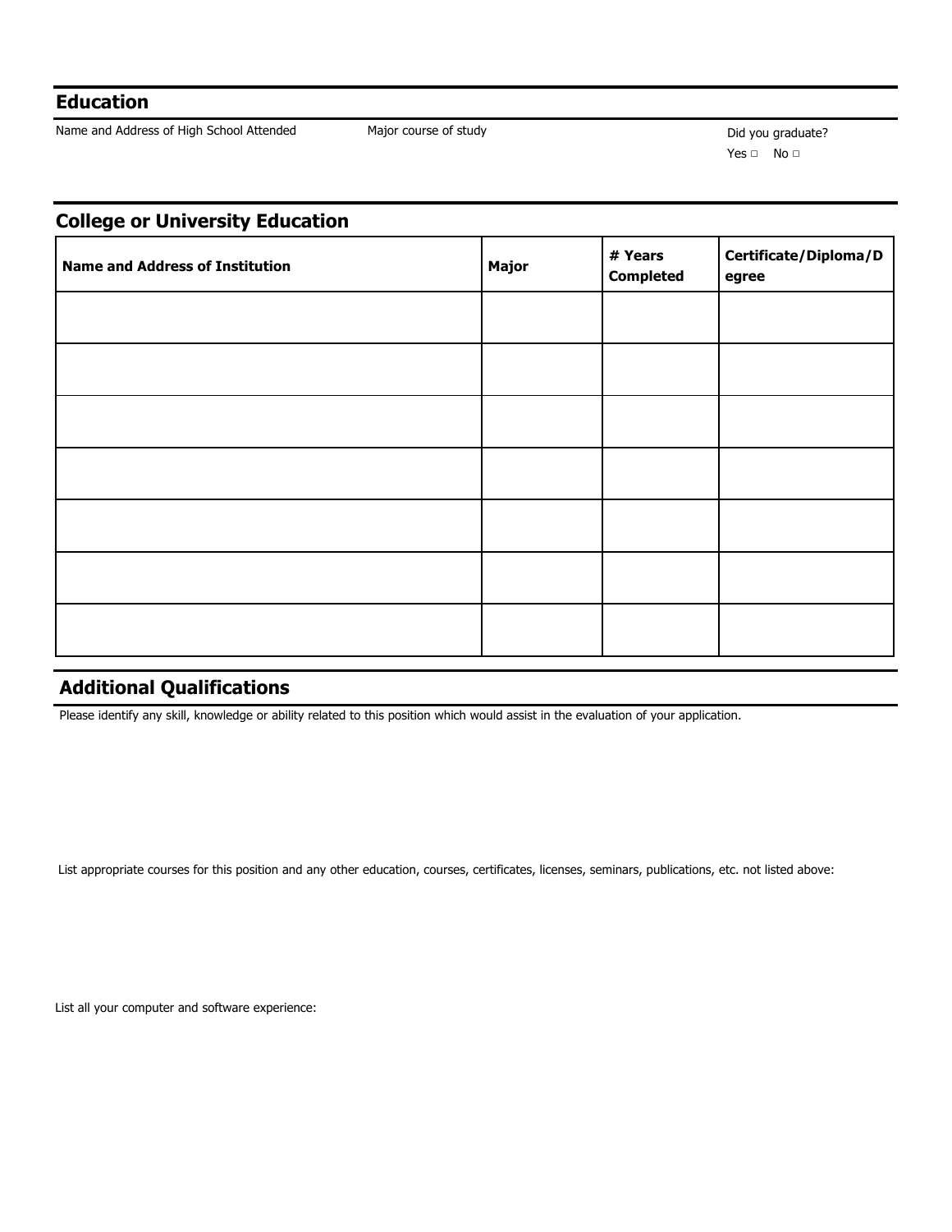## Education

Name and Address of High School Attended | Major course of study | Did you graduate?
Yes □ No □

## College or University Education

| Name and Address of Institution | Major | # Years Completed | Certificate/Diploma/Degree |
|---|---|---|---|
| | | | |
| | | | |
| | | | |
| | | | |
| | | | |
| | | | |
| | | | |

## Additional Qualifications

Please identify any skill, knowledge or ability related to this position which would assist in the evaluation of your application.

List appropriate courses for this position and any other education, courses, certificates, licenses, seminars, publications, etc. not listed above:

List all your computer and software experience: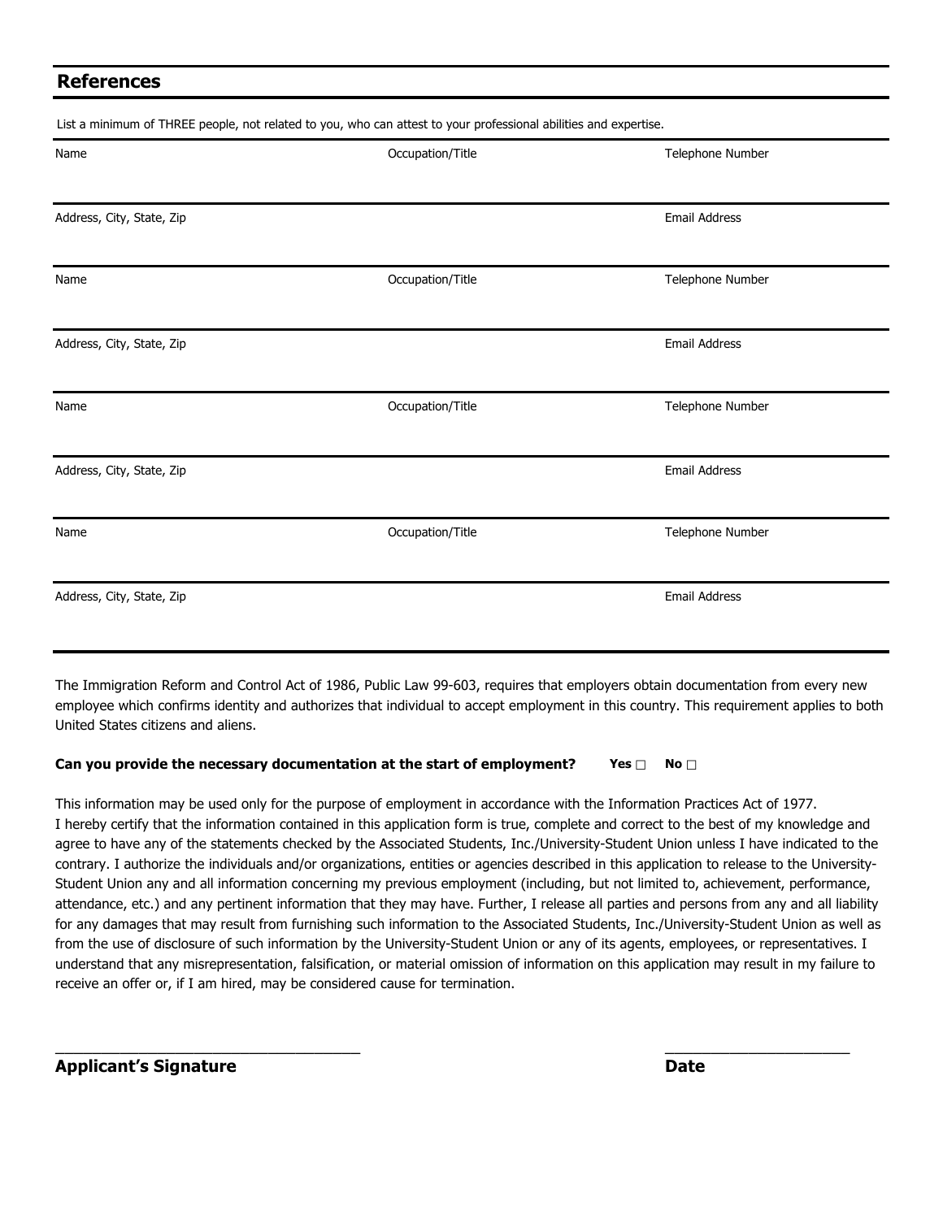## References

List a minimum of THREE people, not related to you, who can attest to your professional abilities and expertise.

| Name | Occupation/Title | Telephone Number |
|---|---|---|
| | | |
| Address, City, State, Zip | | Email Address |
| | | |
| Name | Occupation/Title | Telephone Number |
| | | |
| Address, City, State, Zip | | Email Address |
| | | |
| Name | Occupation/Title | Telephone Number |
| | | |
| Address, City, State, Zip | | Email Address |
| | | |
| Name | Occupation/Title | Telephone Number |
| | | |
| Address, City, State, Zip | | Email Address |
| | | |

The Immigration Reform and Control Act of 1986, Public Law 99-603, requires that employers obtain documentation from every new employee which confirms identity and authorizes that individual to accept employment in this country. This requirement applies to both United States citizens and aliens.

**Can you provide the necessary documentation at the start of employment?** **Yes** ☐ **No** ☐

This information may be used only for the purpose of employment in accordance with the Information Practices Act of 1977. I hereby certify that the information contained in this application form is true, complete and correct to the best of my knowledge and agree to have any of the statements checked by the Associated Students, Inc./University-Student Union unless I have indicated to the contrary. I authorize the individuals and/or organizations, entities or agencies described in this application to release to the University-Student Union any and all information concerning my previous employment (including, but not limited to, achievement, performance, attendance, etc.) and any pertinent information that they may have. Further, I release all parties and persons from any and all liability for any damages that may result from furnishing such information to the Associated Students, Inc./University-Student Union as well as from the use of disclosure of such information by the University-Student Union or any of its agents, employees, or representatives. I understand that any misrepresentation, falsification, or material omission of information on this application may result in my failure to receive an offer or, if I am hired, may be considered cause for termination.

_________________________________________ ________________________

**Applicant's Signature** **Date**